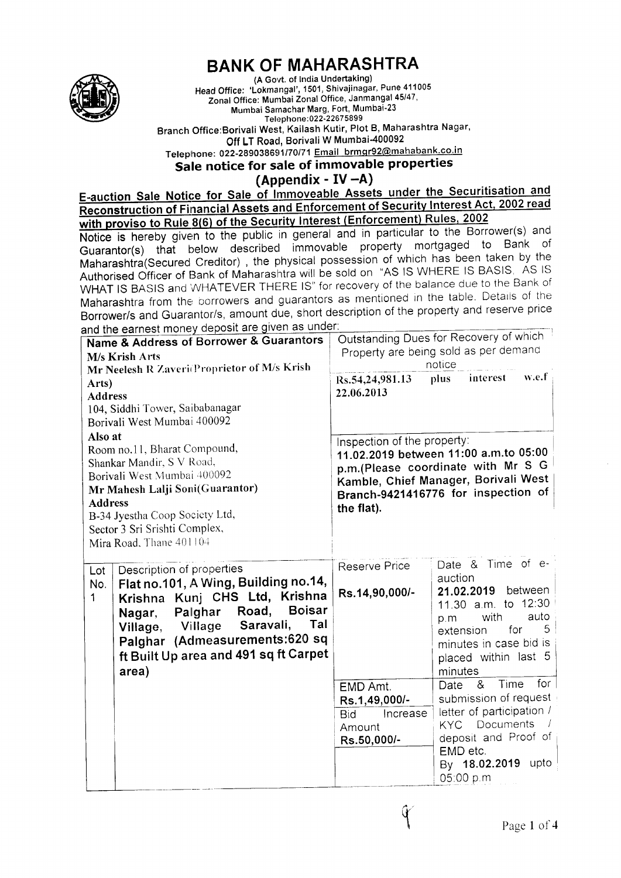# BANK OF MAHARASHTRA

(A Govt. of India Undertaking)
Head Office: 'Lokmangal', 1501, Shivajinagar, Pune 411005
Zonal Office: Mumbai Zonal Office, Janmangal 45/47,
Mumbai Samachar Marg, Fort, Mumbai-23
Telephone:022-22675899
Branch Office:Borivali West, Kailash Kutir, Plot B, Maharashtra Nagar,
Off LT Road, Borivali W Mumbai-400092
Telephone: 022-289038691/70/71 Email brmgr92@mahabank.co.in

## Sale notice for sale of immovable properties

## (Appendix - IV –A)

**E-auction Sale Notice for Sale of Immoveable Assets under the Securitisation and Reconstruction of Financial Assets and Enforcement of Security Interest Act, 2002 read with proviso to Rule 8(6) of the Security Interest (Enforcement) Rules, 2002**

Notice is hereby given to the public in general and in particular to the Borrower(s) and Guarantor(s) that below described immovable property mortgaged to Bank of Maharashtra(Secured Creditor) , the physical possession of which has been taken by the Authorised Officer of Bank of Maharashtra will be sold on "AS IS WHERE IS BASIS, AS IS WHAT IS BASIS and WHATEVER THERE IS" for recovery of the balance due to the Bank of Maharashtra from the borrowers and guarantors as mentioned in the table. Details of the Borrower/s and Guarantor/s, amount due, short description of the property and reserve price and the earnest money deposit are given as under:

| **Name & Address of Borrower & Guarantors** | | Outstanding Dues for Recovery of which Property are being sold as per demand notice | |
|---|---|---|---|
| **M/s Krish Arts**<br>**Mr Neelesh R Zaveri(Proprietor of M/s Krish Arts)**<br>**Address**<br>104, Siddhi Tower, Saibabanagar<br>Borivali West Mumbai 400092<br>**Also at**<br>Room no.11, Bharat Compound,<br>Shankar Mandir, S V Road,<br>Borivali West Mumbai 400092<br>**Mr Mahesh Lalji Soni(Guarantor)**<br>**Address**<br>B-34 Jyestha Coop Society Ltd,<br>Sector 3 Sri Srishti Complex,<br>Mira Road, Thane 401104 | | **Rs.54,24,981.13 plus interest w.e.f 22.06.2013**<br><br>Inspection of the property:<br>**11.02.2019 between 11:00 a.m.to 05:00 p.m.(Please coordinate with Mr S G Kamble, Chief Manager, Borivali West Branch-9421416776 for inspection of the flat).** | |
| Lot No. | Description of properties | Reserve Price | Date & Time of e-auction |
| 1 | **Flat no.101, A Wing, Building no.14, Krishna Kunj CHS Ltd, Krishna Nagar, Palghar Road, Boisar Village, Village Saravali, Tal Palghar (Admeasurements:620 sq ft Built Up area and 491 sq ft Carpet area)** | **Rs.14,90,000/-** | **21.02.2019** between 11.30 a.m. to 12:30 p.m with auto extension for 5 minutes in case bid is placed within last 5 minutes |
| | | EMD Amt.<br>**Rs.1,49,000/-**<br>Bid Increase Amount<br>**Rs.50,000/-** | Date & Time for submission of request letter of participation / KYC Documents / deposit and Proof of EMD etc.<br>By **18.02.2019** upto 05:00 p.m |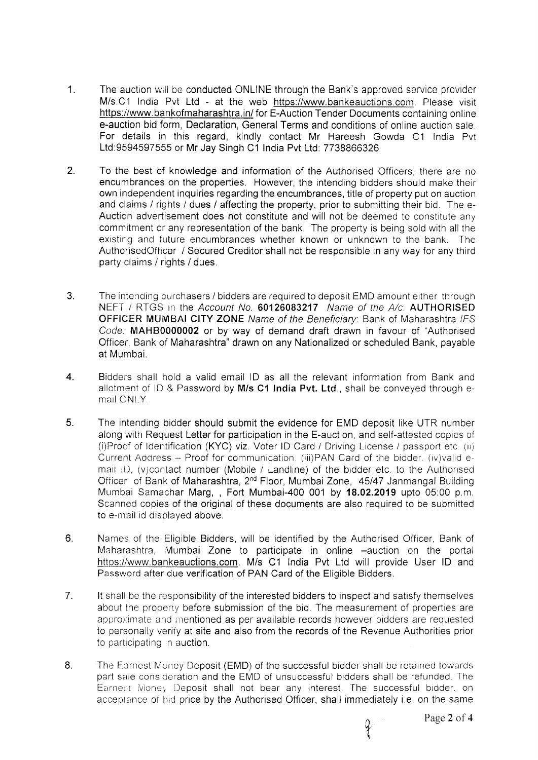1. The auction will be conducted ONLINE through the Bank's approved service provider M/s.C1 India Pvt Ltd - at the web https://www.bankeauctions.com. Please visit https://www.bankofmaharashtra.in/ for E-Auction Tender Documents containing online e-auction bid form, Declaration, General Terms and conditions of online auction sale. For details in this regard, kindly contact Mr Hareesh Gowda C1 India Pvt Ltd:9594597555 or Mr Jay Singh C1 India Pvt Ltd: 7738866326

2. To the best of knowledge and information of the Authorised Officers, there are no encumbrances on the properties. However, the intending bidders should make their own independent inquiries regarding the encumbrances, title of property put on auction and claims / rights / dues / affecting the property, prior to submitting their bid. The e-Auction advertisement does not constitute and will not be deemed to constitute any commitment or any representation of the bank. The property is being sold with all the existing and future encumbrances whether known or unknown to the bank. The AuthorisedOfficer / Secured Creditor shall not be responsible in any way for any third party claims / rights / dues.

3. The intending purchasers / bidders are required to deposit EMD amount either through NEFT / RTGS in the *Account No.* **60126083217** *Name of the A/c*: **AUTHORISED OFFICER MUMBAI CITY ZONE** *Name of the Beneficiary*: Bank of Maharashtra *IFS Code*: **MAHB0000002** or by way of demand draft drawn in favour of "Authorised Officer, Bank of Maharashtra" drawn on any Nationalized or scheduled Bank, payable at Mumbai.

4. Bidders shall hold a valid email ID as all the relevant information from Bank and allotment of ID & Password by **M/s C1 India Pvt. Ltd**., shall be conveyed through e-mail ONLY.

5. The intending bidder should submit the evidence for EMD deposit like UTR number along with Request Letter for participation in the E-auction, and self-attested copies of (i)Proof of Identification (KYC) viz. Voter ID Card / Driving License / passport etc. (ii) Current Address – Proof for communication. (iii)PAN Card of the bidder. (iv)valid e-mail ID, (v)contact number (Mobile / Landline) of the bidder etc. to the Authorised Officer of Bank of Maharashtra, 2nd Floor, Mumbai Zone, 45/47 Janmangal Building Mumbai Samachar Marg, , Fort Mumbai-400 001 by **18.02.2019** upto 05:00 p.m. Scanned copies of the original of these documents are also required to be submitted to e-mail id displayed above.

6. Names of the Eligible Bidders, will be identified by the Authorised Officer, Bank of Maharashtra, Mumbai Zone to participate in online –auction on the portal https://www.bankeauctions.com. M/s C1 India Pvt Ltd will provide User ID and Password after due verification of PAN Card of the Eligible Bidders.

7. It shall be the responsibility of the interested bidders to inspect and satisfy themselves about the property before submission of the bid. The measurement of properties are approximate and mentioned as per available records however bidders are requested to personally verify at site and also from the records of the Revenue Authorities prior to participating n auction.

8. The Earnest Money Deposit (EMD) of the successful bidder shall be retained towards part sale consideration and the EMD of unsuccessful bidders shall be refunded. The Earnest Money Deposit shall not bear any interest. The successful bidder, on acceptance of bid price by the Authorised Officer, shall immediately i.e. on the same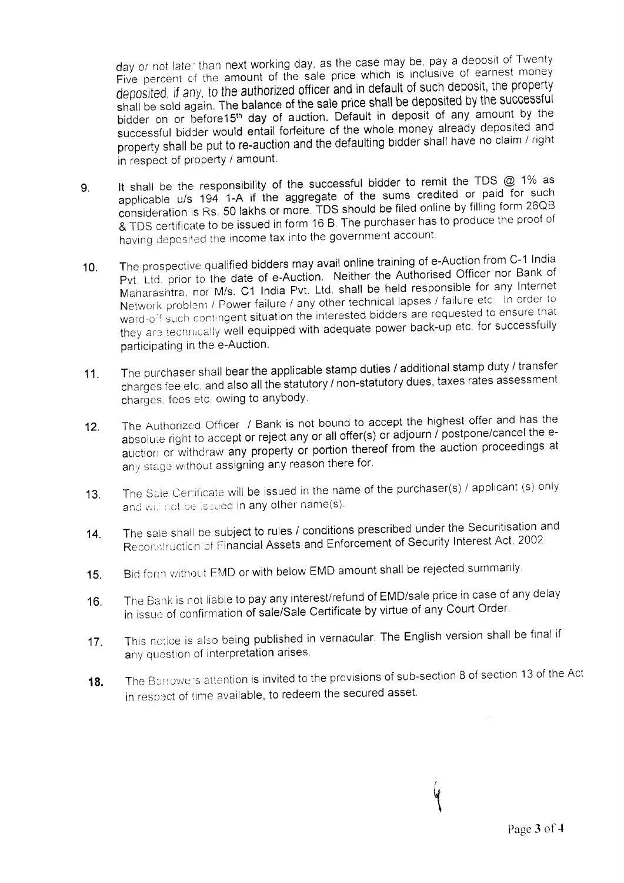day or not later than next working day, as the case may be, pay a deposit of Twenty Five percent of the amount of the sale price which is inclusive of earnest money deposited, if any, to the authorized officer and in default of such deposit, the property shall be sold again. The balance of the sale price shall be deposited by the successful bidder on or before15th day of auction. Default in deposit of any amount by the successful bidder would entail forfeiture of the whole money already deposited and property shall be put to re-auction and the defaulting bidder shall have no claim / right in respect of property / amount.

9. It shall be the responsibility of the successful bidder to remit the TDS @ 1% as applicable u/s 194 1-A if the aggregate of the sums credited or paid for such consideration is Rs. 50 lakhs or more. TDS should be filed online by filling form 26QB & TDS certificate to be issued in form 16 B. The purchaser has to produce the proof of having deposited the income tax into the government account.

10. The prospective qualified bidders may avail online training of e-Auction from C-1 India Pvt. Ltd. prior to the date of e-Auction. Neither the Authorised Officer nor Bank of Maharashtra, nor M/s. C1 India Pvt. Ltd. shall be held responsible for any Internet Network problem / Power failure / any other technical lapses / failure etc. In order to ward-off such contingent situation the interested bidders are requested to ensure that they are technically well equipped with adequate power back-up etc. for successfully participating in the e-Auction.

11. The purchaser shall bear the applicable stamp duties / additional stamp duty / transfer charges fee etc. and also all the statutory / non-statutory dues, taxes rates assessment charges, fees etc. owing to anybody.

12. The Authorized Officer / Bank is not bound to accept the highest offer and has the absolute right to accept or reject any or all offer(s) or adjourn / postpone/cancel the e-auction or withdraw any property or portion thereof from the auction proceedings at any stage without assigning any reason there for.

13. The Sale Certificate will be issued in the name of the purchaser(s) / applicant (s) only and will not be issued in any other name(s).

14. The sale shall be subject to rules / conditions prescribed under the Securitisation and Reconstruction of Financial Assets and Enforcement of Security Interest Act, 2002.

15. Bid form without EMD or with below EMD amount shall be rejected summarily.

16. The Bank is not liable to pay any interest/refund of EMD/sale price in case of any delay in issue of confirmation of sale/Sale Certificate by virtue of any Court Order.

17. This notice is also being published in vernacular. The English version shall be final if any question of interpretation arises.

18. The Borrowers attention is invited to the provisions of sub-section 8 of section 13 of the Act in respect of time available, to redeem the secured asset.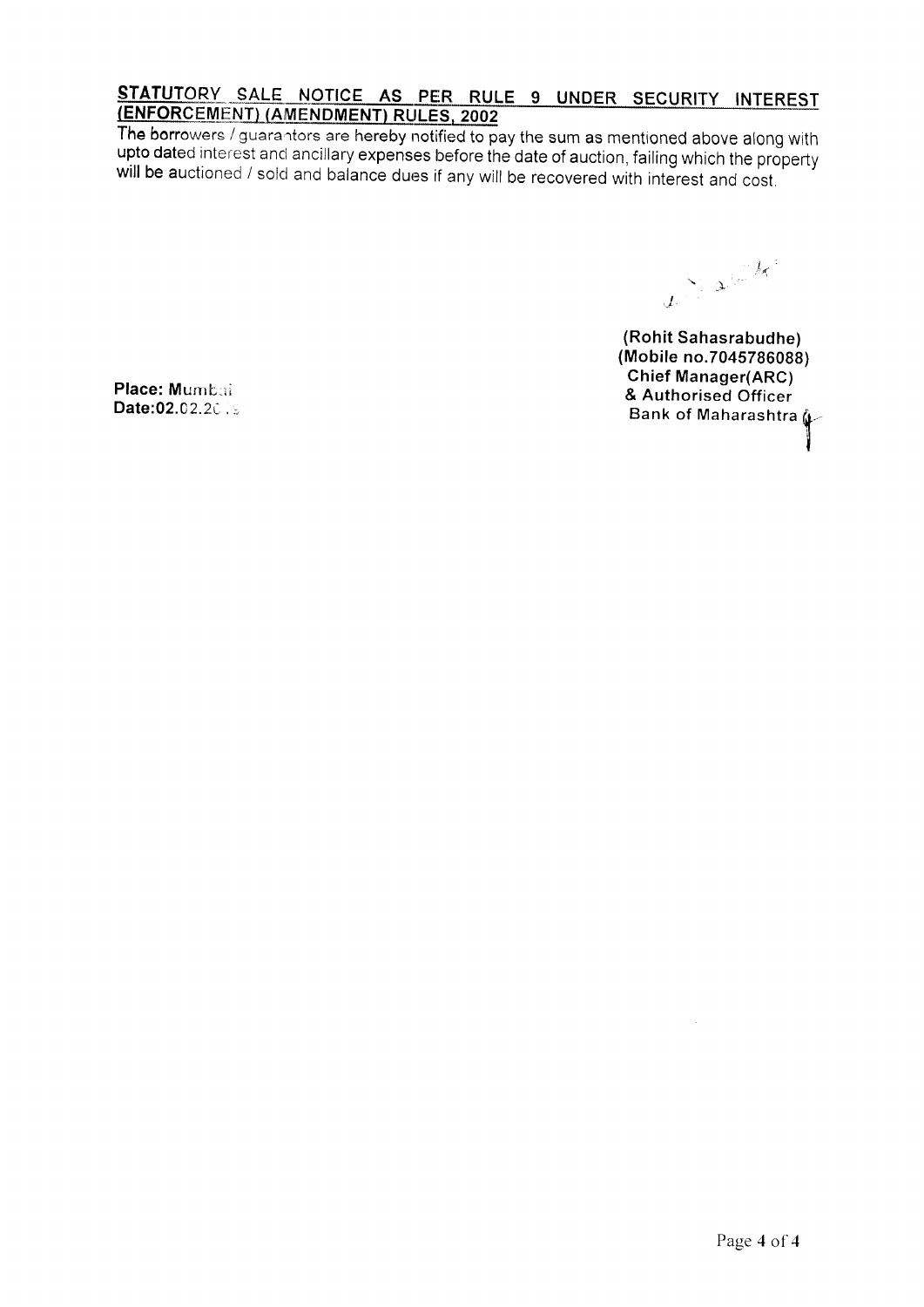## STATUTORY SALE NOTICE AS PER RULE 9 UNDER SECURITY INTEREST (ENFORCEMENT) (AMENDMENT) RULES, 2002

The borrowers / guarantors are hereby notified to pay the sum as mentioned above along with upto dated interest and ancillary expenses before the date of auction, failing which the property will be auctioned / sold and balance dues if any will be recovered with interest and cost.

**(Rohit Sahasrabudhe)**
**(Mobile no.7045786088)**
**Chief Manager(ARC)**
**& Authorised Officer**
**Bank of Maharashtra**

**Place:** Mumbai
**Date:**02.02.20..